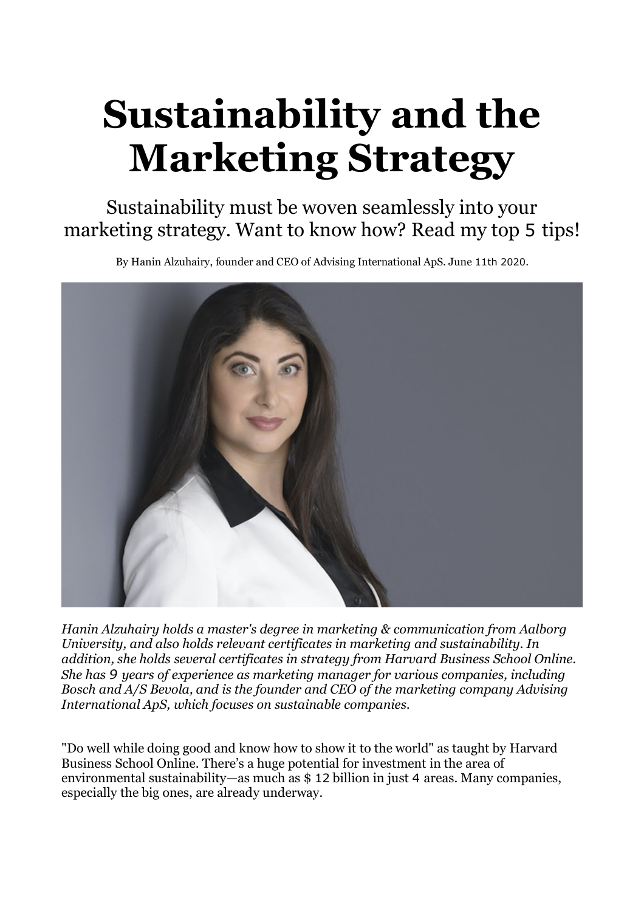# Sustainability and the Marketing Strategy

Sustainability must be woven seamlessly into your marketing strategy. Want to know how? Read my top 5 tips!

By Hanin Alzuhairy, founder and CEO of Advising International ApS. June 11th 2020.

*Hanin Alzuhairy holds a master's degree in marketing & communication from Aalborg University, and also holds relevant certificates in marketing and sustainability. In addition, she holds several certificates in strategy from Harvard Business School Online. She has 9 years of experience as marketing manager for various companies, including Bosch and A/S Bevola, and is the founder and CEO of the marketing company Advising International ApS, which focuses on sustainable companies.*

"Do well while doing good and know how to show it to the world" as taught by Harvard Business School Online. There's a huge potential for investment in the area of environmental sustainability—as much as $ 12 billion in just 4 areas. Many companies, especially the big ones, are already underway.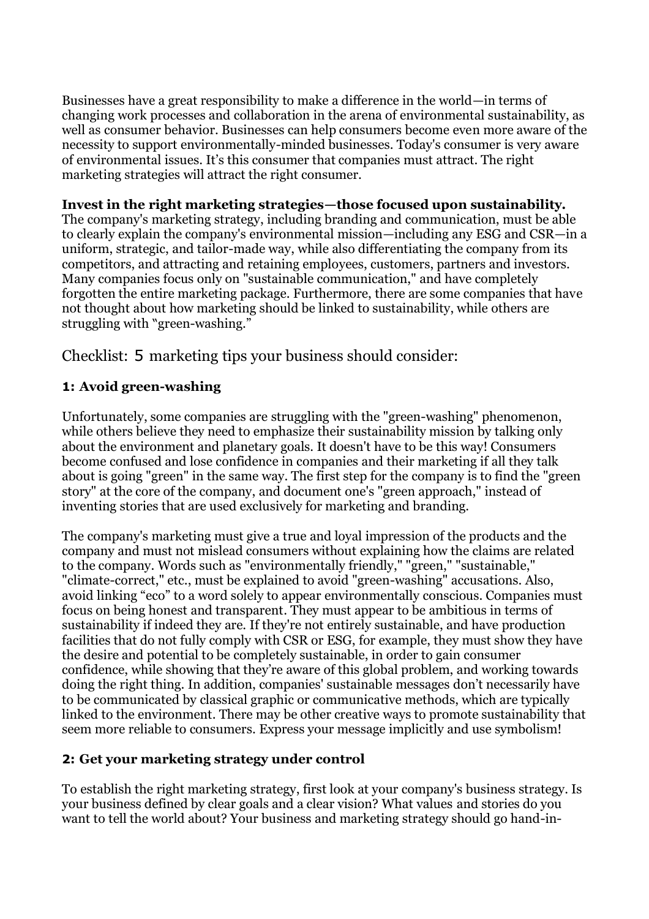Businesses have a great responsibility to make a difference in the world—in terms of changing work processes and collaboration in the arena of environmental sustainability, as well as consumer behavior. Businesses can help consumers become even more aware of the necessity to support environmentally-minded businesses. Today's consumer is very aware of environmental issues. It's this consumer that companies must attract. The right marketing strategies will attract the right consumer.

**Invest in the right marketing strategies—those focused upon sustainability.**
The company's marketing strategy, including branding and communication, must be able to clearly explain the company's environmental mission—including any ESG and CSR—in a uniform, strategic, and tailor-made way, while also differentiating the company from its competitors, and attracting and retaining employees, customers, partners and investors. Many companies focus only on "sustainable communication," and have completely forgotten the entire marketing package. Furthermore, there are some companies that have not thought about how marketing should be linked to sustainability, while others are struggling with "green-washing."

## Checklist: 5 marketing tips your business should consider:

### 1: Avoid green-washing

Unfortunately, some companies are struggling with the "green-washing" phenomenon, while others believe they need to emphasize their sustainability mission by talking only about the environment and planetary goals. It doesn't have to be this way! Consumers become confused and lose confidence in companies and their marketing if all they talk about is going "green" in the same way. The first step for the company is to find the "green story" at the core of the company, and document one's "green approach," instead of inventing stories that are used exclusively for marketing and branding.

The company's marketing must give a true and loyal impression of the products and the company and must not mislead consumers without explaining how the claims are related to the company. Words such as "environmentally friendly," "green," "sustainable," "climate-correct," etc., must be explained to avoid "green-washing" accusations. Also, avoid linking "eco" to a word solely to appear environmentally conscious. Companies must focus on being honest and transparent. They must appear to be ambitious in terms of sustainability if indeed they are. If they're not entirely sustainable, and have production facilities that do not fully comply with CSR or ESG, for example, they must show they have the desire and potential to be completely sustainable, in order to gain consumer confidence, while showing that they're aware of this global problem, and working towards doing the right thing. In addition, companies' sustainable messages don't necessarily have to be communicated by classical graphic or communicative methods, which are typically linked to the environment. There may be other creative ways to promote sustainability that seem more reliable to consumers. Express your message implicitly and use symbolism!

### 2: Get your marketing strategy under control

To establish the right marketing strategy, first look at your company's business strategy. Is your business defined by clear goals and a clear vision? What values and stories do you want to tell the world about? Your business and marketing strategy should go hand-in-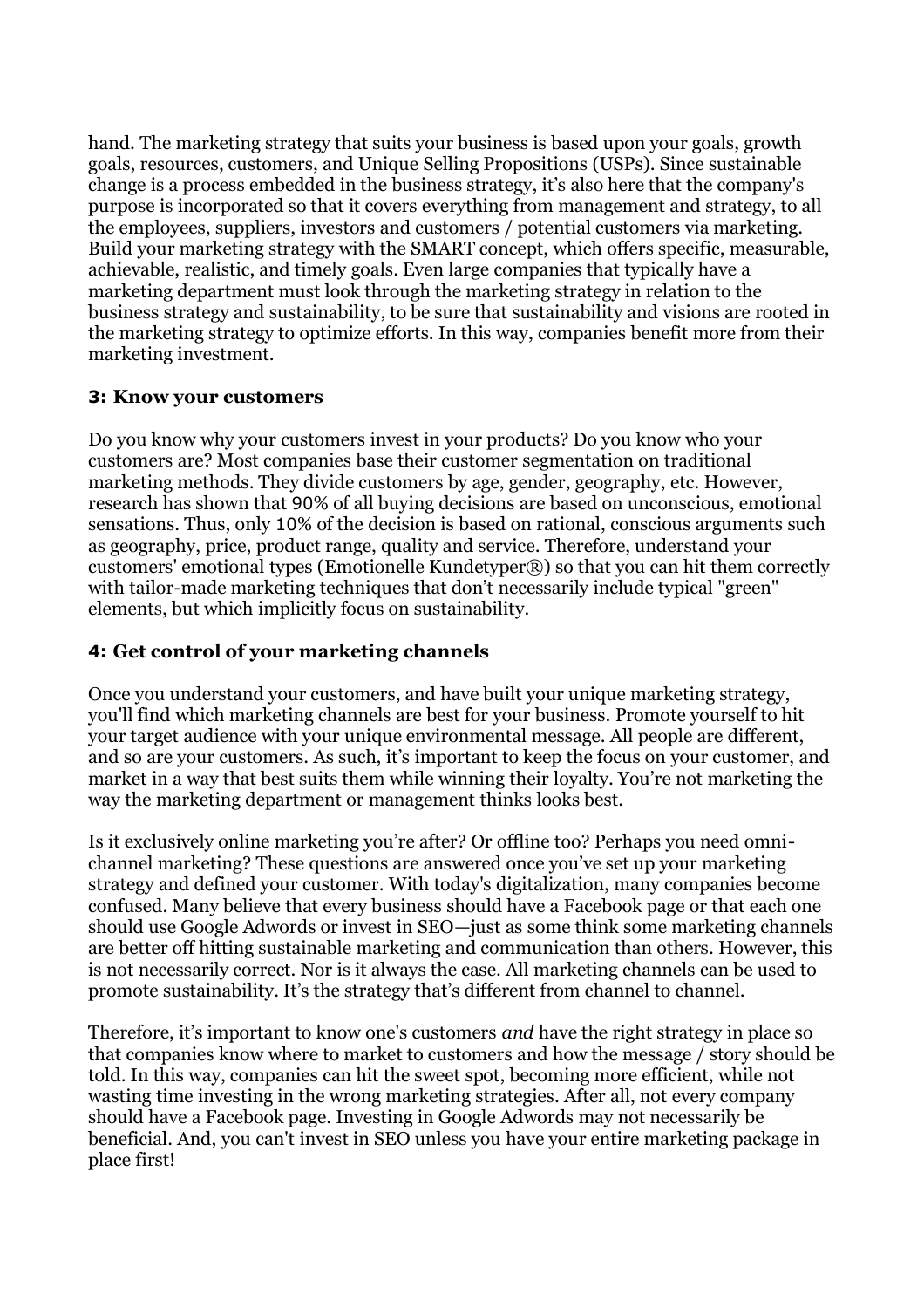hand. The marketing strategy that suits your business is based upon your goals, growth goals, resources, customers, and Unique Selling Propositions (USPs). Since sustainable change is a process embedded in the business strategy, it's also here that the company's purpose is incorporated so that it covers everything from management and strategy, to all the employees, suppliers, investors and customers / potential customers via marketing. Build your marketing strategy with the SMART concept, which offers specific, measurable, achievable, realistic, and timely goals. Even large companies that typically have a marketing department must look through the marketing strategy in relation to the business strategy and sustainability, to be sure that sustainability and visions are rooted in the marketing strategy to optimize efforts. In this way, companies benefit more from their marketing investment.

### 3: Know your customers

Do you know why your customers invest in your products? Do you know who your customers are? Most companies base their customer segmentation on traditional marketing methods. They divide customers by age, gender, geography, etc. However, research has shown that 90% of all buying decisions are based on unconscious, emotional sensations. Thus, only 10% of the decision is based on rational, conscious arguments such as geography, price, product range, quality and service. Therefore, understand your customers' emotional types (Emotionelle Kundetyper®) so that you can hit them correctly with tailor-made marketing techniques that don't necessarily include typical "green" elements, but which implicitly focus on sustainability.

### 4: Get control of your marketing channels

Once you understand your customers, and have built your unique marketing strategy, you'll find which marketing channels are best for your business. Promote yourself to hit your target audience with your unique environmental message. All people are different, and so are your customers. As such, it's important to keep the focus on your customer, and market in a way that best suits them while winning their loyalty. You're not marketing the way the marketing department or management thinks looks best.

Is it exclusively online marketing you're after? Or offline too? Perhaps you need omni-channel marketing? These questions are answered once you've set up your marketing strategy and defined your customer. With today's digitalization, many companies become confused. Many believe that every business should have a Facebook page or that each one should use Google Adwords or invest in SEO—just as some think some marketing channels are better off hitting sustainable marketing and communication than others. However, this is not necessarily correct. Nor is it always the case. All marketing channels can be used to promote sustainability. It's the strategy that's different from channel to channel.

Therefore, it's important to know one's customers *and* have the right strategy in place so that companies know where to market to customers and how the message / story should be told. In this way, companies can hit the sweet spot, becoming more efficient, while not wasting time investing in the wrong marketing strategies. After all, not every company should have a Facebook page. Investing in Google Adwords may not necessarily be beneficial. And, you can't invest in SEO unless you have your entire marketing package in place first!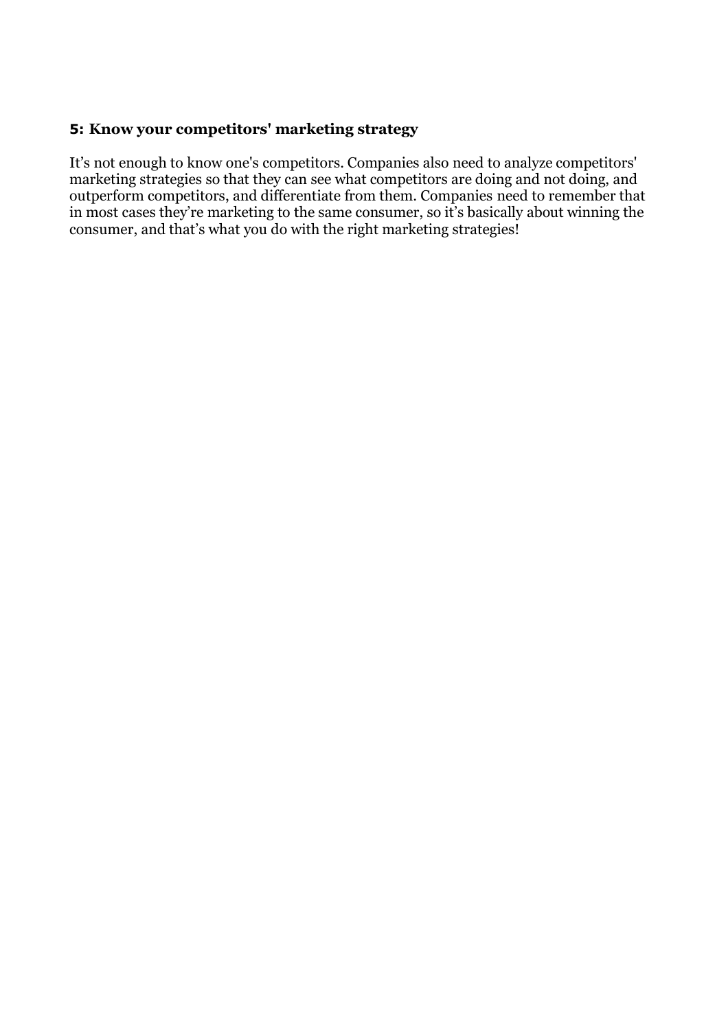### 5: Know your competitors' marketing strategy

It’s not enough to know one's competitors. Companies also need to analyze competitors' marketing strategies so that they can see what competitors are doing and not doing, and outperform competitors, and differentiate from them. Companies need to remember that in most cases they’re marketing to the same consumer, so it’s basically about winning the consumer, and that’s what you do with the right marketing strategies!